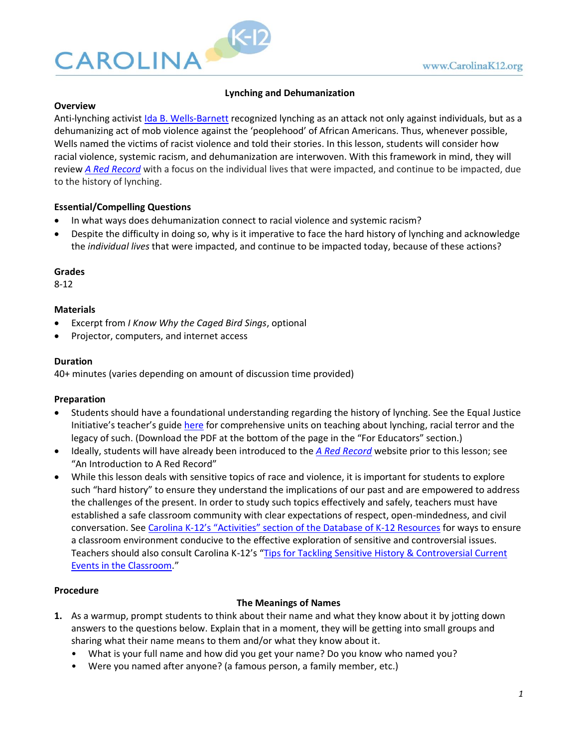# Lynching and Dehumanization

**Overview**

Anti-lynching activist Ida B. Wells-Barnett recognized lynching as an attack not only against individuals, but as a dehumanizing act of mob violence against the 'peoplehood' of African Americans. Thus, whenever possible, Wells named the victims of racist violence and told their stories. In this lesson, students will consider how racial violence, systemic racism, and dehumanization are interwoven. With this framework in mind, they will review *A Red Record* with a focus on the individual lives that were impacted, and continue to be impacted, due to the history of lynching.

**Essential/Compelling Questions**

- In what ways does dehumanization connect to racial violence and systemic racism?
- Despite the difficulty in doing so, why is it imperative to face the hard history of lynching and acknowledge the *individual lives* that were impacted, and continue to be impacted today, because of these actions?

**Grades**

8-12

**Materials**

- Excerpt from *I Know Why the Caged Bird Sings*, optional
- Projector, computers, and internet access

**Duration**

40+ minutes (varies depending on amount of discussion time provided)

**Preparation**

- Students should have a foundational understanding regarding the history of lynching. See the Equal Justice Initiative's teacher's guide here for comprehensive units on teaching about lynching, racial terror and the legacy of such. (Download the PDF at the bottom of the page in the "For Educators" section.)
- Ideally, students will have already been introduced to the *A Red Record* website prior to this lesson; see "An Introduction to A Red Record"
- While this lesson deals with sensitive topics of race and violence, it is important for students to explore such "hard history" to ensure they understand the implications of our past and are empowered to address the challenges of the present. In order to study such topics effectively and safely, teachers must have established a safe classroom community with clear expectations of respect, open-mindedness, and civil conversation. See Carolina K-12's "Activities" section of the Database of K-12 Resources for ways to ensure a classroom environment conducive to the effective exploration of sensitive and controversial issues. Teachers should also consult Carolina K-12's "Tips for Tackling Sensitive History & Controversial Current Events in the Classroom."

**Procedure**

**The Meanings of Names**

1. As a warmup, prompt students to think about their name and what they know about it by jotting down answers to the questions below. Explain that in a moment, they will be getting into small groups and sharing what their name means to them and/or what they know about it.
   - What is your full name and how did you get your name? Do you know who named you?
   - Were you named after anyone? (a famous person, a family member, etc.)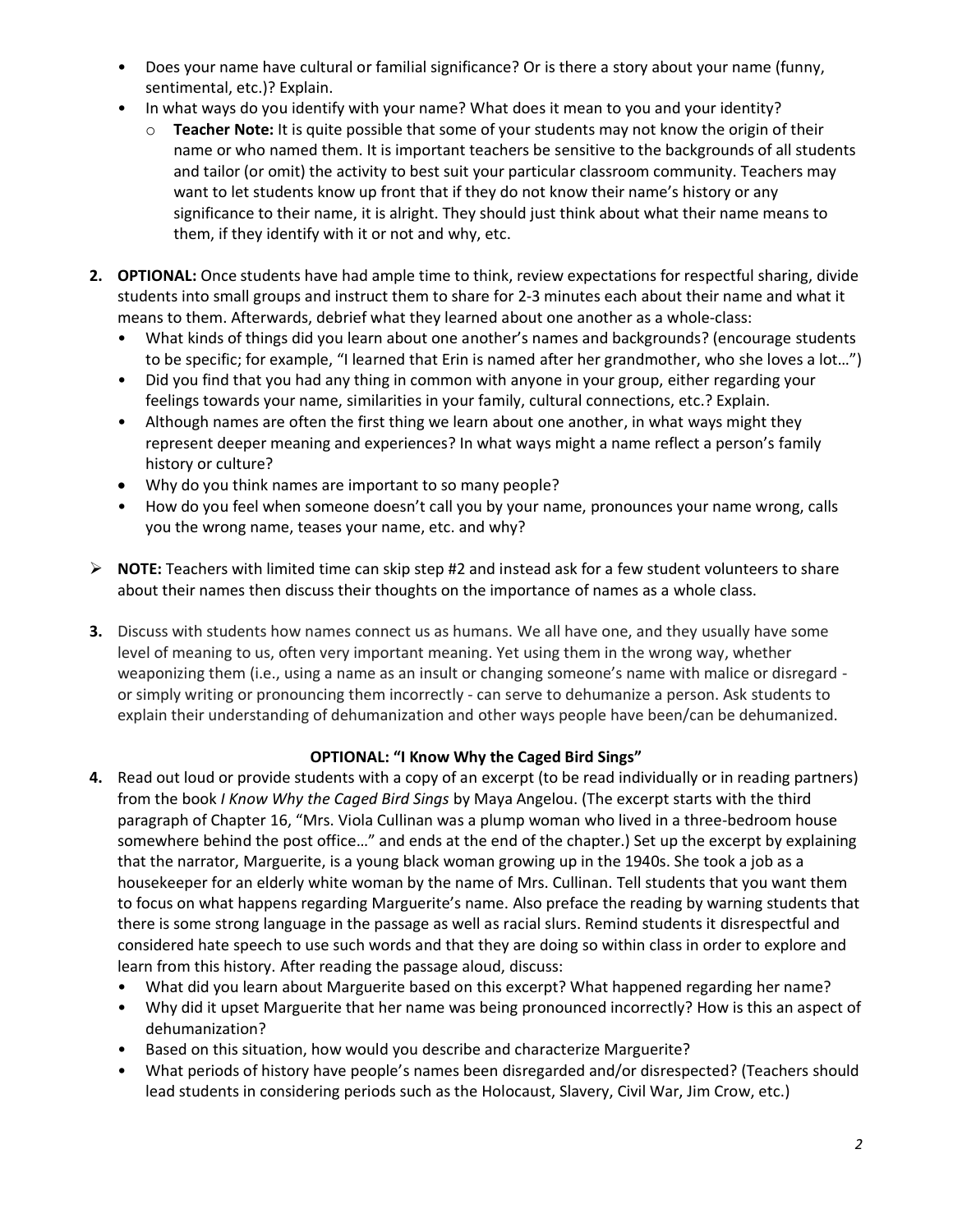- Does your name have cultural or familial significance? Or is there a story about your name (funny, sentimental, etc.)? Explain.
- In what ways do you identify with your name? What does it mean to you and your identity?
  - **Teacher Note:** It is quite possible that some of your students may not know the origin of their name or who named them. It is important teachers be sensitive to the backgrounds of all students and tailor (or omit) the activity to best suit your particular classroom community. Teachers may want to let students know up front that if they do not know their name's history or any significance to their name, it is alright. They should just think about what their name means to them, if they identify with it or not and why, etc.

**2.** **OPTIONAL:** Once students have had ample time to think, review expectations for respectful sharing, divide students into small groups and instruct them to share for 2-3 minutes each about their name and what it means to them. Afterwards, debrief what they learned about one another as a whole-class:

- What kinds of things did you learn about one another's names and backgrounds? (encourage students to be specific; for example, "I learned that Erin is named after her grandmother, who she loves a lot…")
- Did you find that you had any thing in common with anyone in your group, either regarding your feelings towards your name, similarities in your family, cultural connections, etc.? Explain.
- Although names are often the first thing we learn about one another, in what ways might they represent deeper meaning and experiences? In what ways might a name reflect a person's family history or culture?
- Why do you think names are important to so many people?
- How do you feel when someone doesn't call you by your name, pronounces your name wrong, calls you the wrong name, teases your name, etc. and why?

➢ **NOTE:** Teachers with limited time can skip step #2 and instead ask for a few student volunteers to share about their names then discuss their thoughts on the importance of names as a whole class.

**3.** Discuss with students how names connect us as humans. We all have one, and they usually have some level of meaning to us, often very important meaning. Yet using them in the wrong way, whether weaponizing them (i.e., using a name as an insult or changing someone's name with malice or disregard - or simply writing or pronouncing them incorrectly - can serve to dehumanize a person. Ask students to explain their understanding of dehumanization and other ways people have been/can be dehumanized.

### OPTIONAL: "I Know Why the Caged Bird Sings"

**4.** Read out loud or provide students with a copy of an excerpt (to be read individually or in reading partners) from the book *I Know Why the Caged Bird Sings* by Maya Angelou. (The excerpt starts with the third paragraph of Chapter 16, "Mrs. Viola Cullinan was a plump woman who lived in a three-bedroom house somewhere behind the post office…" and ends at the end of the chapter.) Set up the excerpt by explaining that the narrator, Marguerite, is a young black woman growing up in the 1940s. She took a job as a housekeeper for an elderly white woman by the name of Mrs. Cullinan. Tell students that you want them to focus on what happens regarding Marguerite's name. Also preface the reading by warning students that there is some strong language in the passage as well as racial slurs. Remind students it disrespectful and considered hate speech to use such words and that they are doing so within class in order to explore and learn from this history. After reading the passage aloud, discuss:

- What did you learn about Marguerite based on this excerpt? What happened regarding her name?
- Why did it upset Marguerite that her name was being pronounced incorrectly? How is this an aspect of dehumanization?
- Based on this situation, how would you describe and characterize Marguerite?
- What periods of history have people's names been disregarded and/or disrespected? (Teachers should lead students in considering periods such as the Holocaust, Slavery, Civil War, Jim Crow, etc.)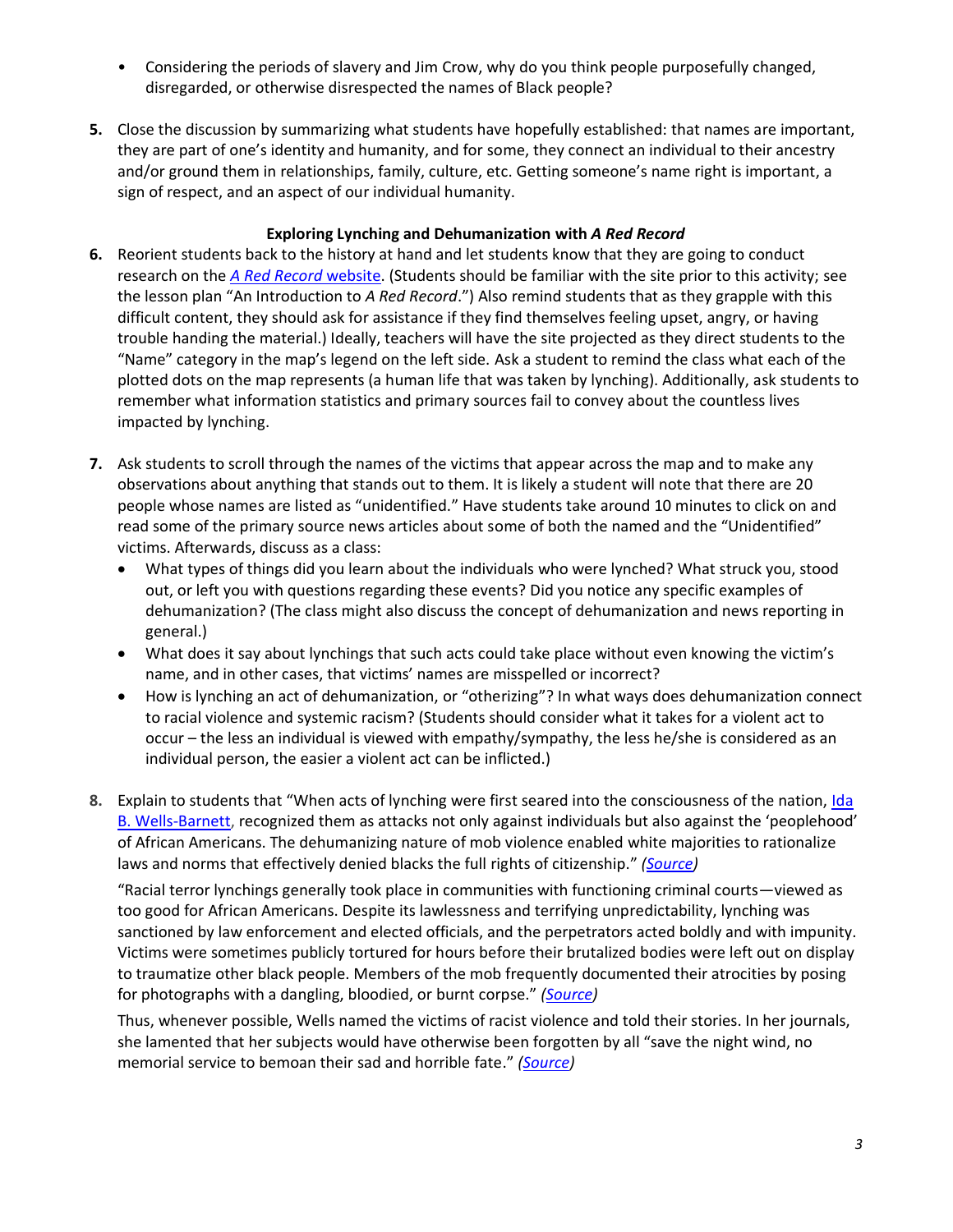- Considering the periods of slavery and Jim Crow, why do you think people purposefully changed, disregarded, or otherwise disrespected the names of Black people?

**5.** Close the discussion by summarizing what students have hopefully established: that names are important, they are part of one's identity and humanity, and for some, they connect an individual to their ancestry and/or ground them in relationships, family, culture, etc. Getting someone's name right is important, a sign of respect, and an aspect of our individual humanity.

**Exploring Lynching and Dehumanization with *A Red Record***

**6.** Reorient students back to the history at hand and let students know that they are going to conduct research on the [*A Red Record* website](). (Students should be familiar with the site prior to this activity; see the lesson plan "An Introduction to *A Red Record*.") Also remind students that as they grapple with this difficult content, they should ask for assistance if they find themselves feeling upset, angry, or having trouble handing the material.) Ideally, teachers will have the site projected as they direct students to the "Name" category in the map's legend on the left side. Ask a student to remind the class what each of the plotted dots on the map represents (a human life that was taken by lynching). Additionally, ask students to remember what information statistics and primary sources fail to convey about the countless lives impacted by lynching.

**7.** Ask students to scroll through the names of the victims that appear across the map and to make any observations about anything that stands out to them. It is likely a student will note that there are 20 people whose names are listed as "unidentified." Have students take around 10 minutes to click on and read some of the primary source news articles about some of both the named and the "Unidentified" victims. Afterwards, discuss as a class:

- What types of things did you learn about the individuals who were lynched? What struck you, stood out, or left you with questions regarding these events? Did you notice any specific examples of dehumanization? (The class might also discuss the concept of dehumanization and news reporting in general.)
- What does it say about lynchings that such acts could take place without even knowing the victim's name, and in other cases, that victims' names are misspelled or incorrect?
- How is lynching an act of dehumanization, or "otherizing"? In what ways does dehumanization connect to racial violence and systemic racism? (Students should consider what it takes for a violent act to occur – the less an individual is viewed with empathy/sympathy, the less he/she is considered as an individual person, the easier a violent act can be inflicted.)

**8.** Explain to students that "When acts of lynching were first seared into the consciousness of the nation, [Ida B. Wells-Barnett](), recognized them as attacks not only against individuals but also against the 'peoplehood' of African Americans. The dehumanizing nature of mob violence enabled white majorities to rationalize laws and norms that effectively denied blacks the full rights of citizenship." *[(Source)]()*

"Racial terror lynchings generally took place in communities with functioning criminal courts—viewed as too good for African Americans. Despite its lawlessness and terrifying unpredictability, lynching was sanctioned by law enforcement and elected officials, and the perpetrators acted boldly and with impunity. Victims were sometimes publicly tortured for hours before their brutalized bodies were left out on display to traumatize other black people. Members of the mob frequently documented their atrocities by posing for photographs with a dangling, bloodied, or burnt corpse." *[(Source)]()*

Thus, whenever possible, Wells named the victims of racist violence and told their stories. In her journals, she lamented that her subjects would have otherwise been forgotten by all "save the night wind, no memorial service to bemoan their sad and horrible fate." *[(Source)]()*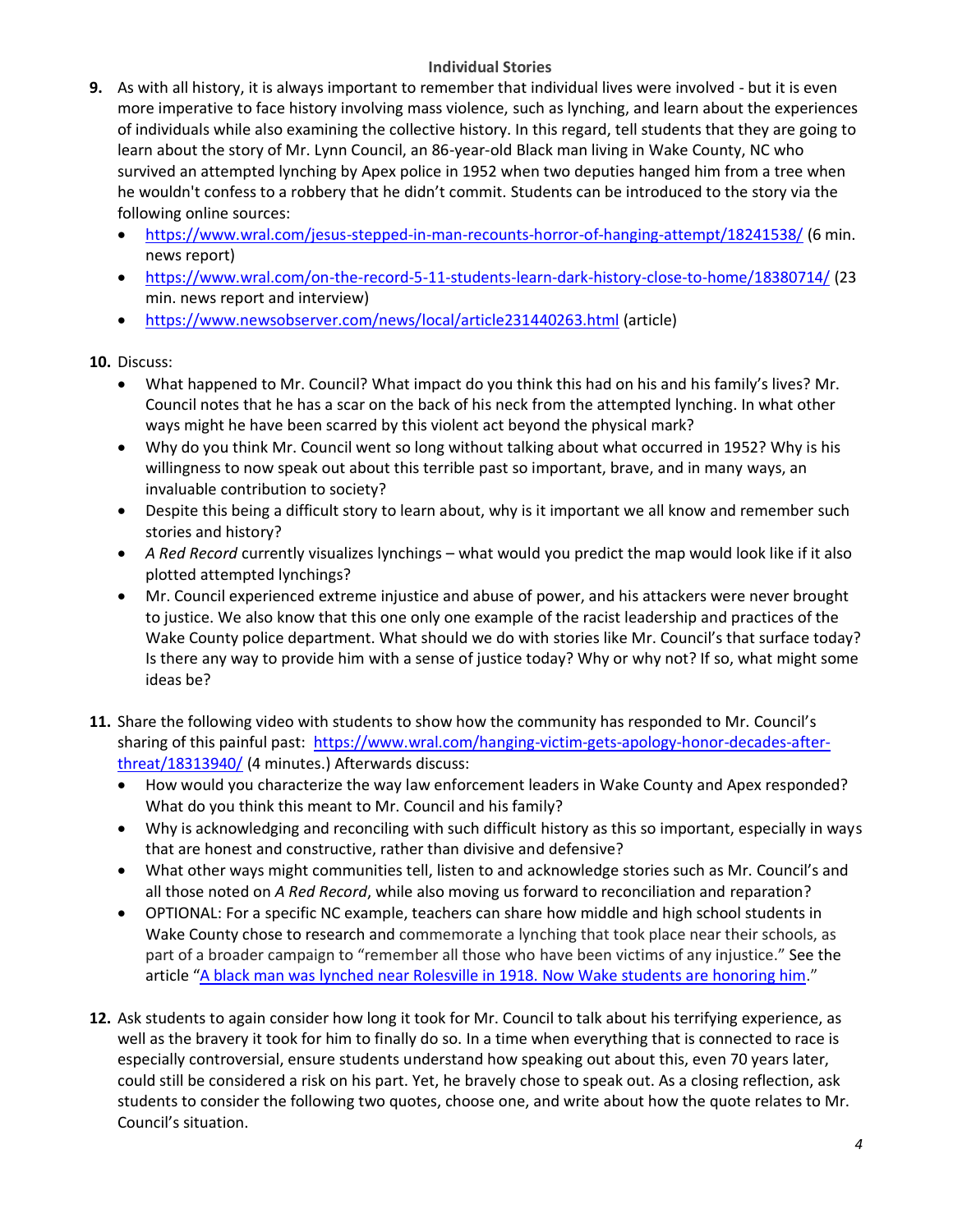**Individual Stories**

9. As with all history, it is always important to remember that individual lives were involved - but it is even more imperative to face history involving mass violence, such as lynching, and learn about the experiences of individuals while also examining the collective history. In this regard, tell students that they are going to learn about the story of Mr. Lynn Council, an 86-year-old Black man living in Wake County, NC who survived an attempted lynching by Apex police in 1952 when two deputies hanged him from a tree when he wouldn't confess to a robbery that he didn't commit. Students can be introduced to the story via the following online sources:
   - [https://www.wral.com/jesus-stepped-in-man-recounts-horror-of-hanging-attempt/18241538/](https://www.wral.com/jesus-stepped-in-man-recounts-horror-of-hanging-attempt/18241538/) (6 min. news report)
   - [https://www.wral.com/on-the-record-5-11-students-learn-dark-history-close-to-home/18380714/](https://www.wral.com/on-the-record-5-11-students-learn-dark-history-close-to-home/18380714/) (23 min. news report and interview)
   - [https://www.newsobserver.com/news/local/article231440263.html](https://www.newsobserver.com/news/local/article231440263.html) (article)

10. Discuss:
    - What happened to Mr. Council? What impact do you think this had on his and his family's lives? Mr. Council notes that he has a scar on the back of his neck from the attempted lynching. In what other ways might he have been scarred by this violent act beyond the physical mark?
    - Why do you think Mr. Council went so long without talking about what occurred in 1952? Why is his willingness to now speak out about this terrible past so important, brave, and in many ways, an invaluable contribution to society?
    - Despite this being a difficult story to learn about, why is it important we all know and remember such stories and history?
    - *A Red Record* currently visualizes lynchings – what would you predict the map would look like if it also plotted attempted lynchings?
    - Mr. Council experienced extreme injustice and abuse of power, and his attackers were never brought to justice. We also know that this one only one example of the racist leadership and practices of the Wake County police department. What should we do with stories like Mr. Council's that surface today? Is there any way to provide him with a sense of justice today? Why or why not? If so, what might some ideas be?

11. Share the following video with students to show how the community has responded to Mr. Council's sharing of this painful past: [https://www.wral.com/hanging-victim-gets-apology-honor-decades-after-threat/18313940/](https://www.wral.com/hanging-victim-gets-apology-honor-decades-after-threat/18313940/) (4 minutes.) Afterwards discuss:
    - How would you characterize the way law enforcement leaders in Wake County and Apex responded? What do you think this meant to Mr. Council and his family?
    - Why is acknowledging and reconciling with such difficult history as this so important, especially in ways that are honest and constructive, rather than divisive and defensive?
    - What other ways might communities tell, listen to and acknowledge stories such as Mr. Council's and all those noted on *A Red Record*, while also moving us forward to reconciliation and reparation?
    - OPTIONAL: For a specific NC example, teachers can share how middle and high school students in Wake County chose to research and commemorate a lynching that took place near their schools, as part of a broader campaign to "remember all those who have been victims of any injustice." See the article "A black man was lynched near Rolesville in 1918. Now Wake students are honoring him."

12. Ask students to again consider how long it took for Mr. Council to talk about his terrifying experience, as well as the bravery it took for him to finally do so. In a time when everything that is connected to race is especially controversial, ensure students understand how speaking out about this, even 70 years later, could still be considered a risk on his part. Yet, he bravely chose to speak out. As a closing reflection, ask students to consider the following two quotes, choose one, and write about how the quote relates to Mr. Council's situation.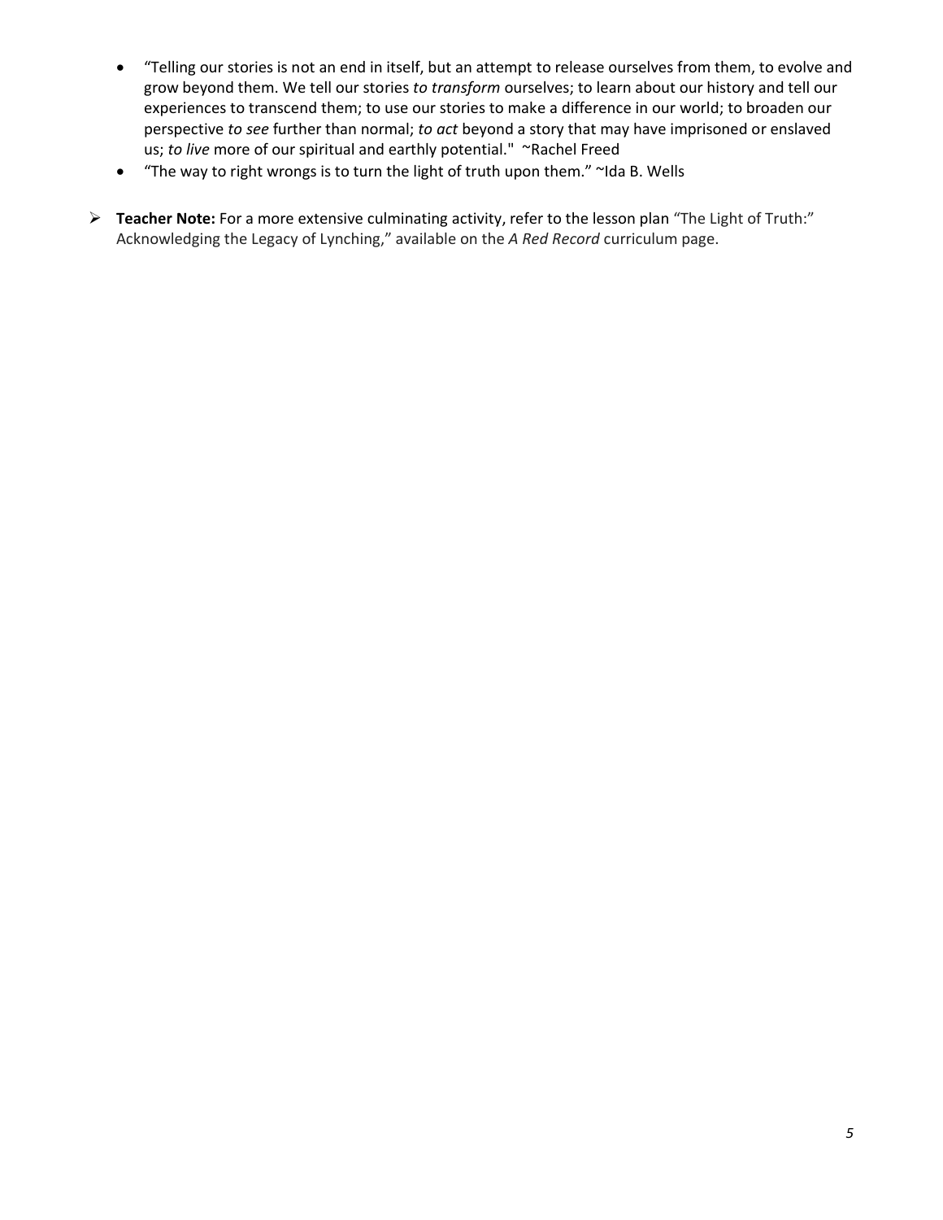- "Telling our stories is not an end in itself, but an attempt to release ourselves from them, to evolve and grow beyond them. We tell our stories *to transform* ourselves; to learn about our history and tell our experiences to transcend them; to use our stories to make a difference in our world; to broaden our perspective *to see* further than normal; *to act* beyond a story that may have imprisoned or enslaved us; *to live* more of our spiritual and earthly potential." ~Rachel Freed
- "The way to right wrongs is to turn the light of truth upon them." ~Ida B. Wells

➢ **Teacher Note:** For a more extensive culminating activity, refer to the lesson plan "The Light of Truth:" Acknowledging the Legacy of Lynching," available on the *A Red Record* curriculum page.